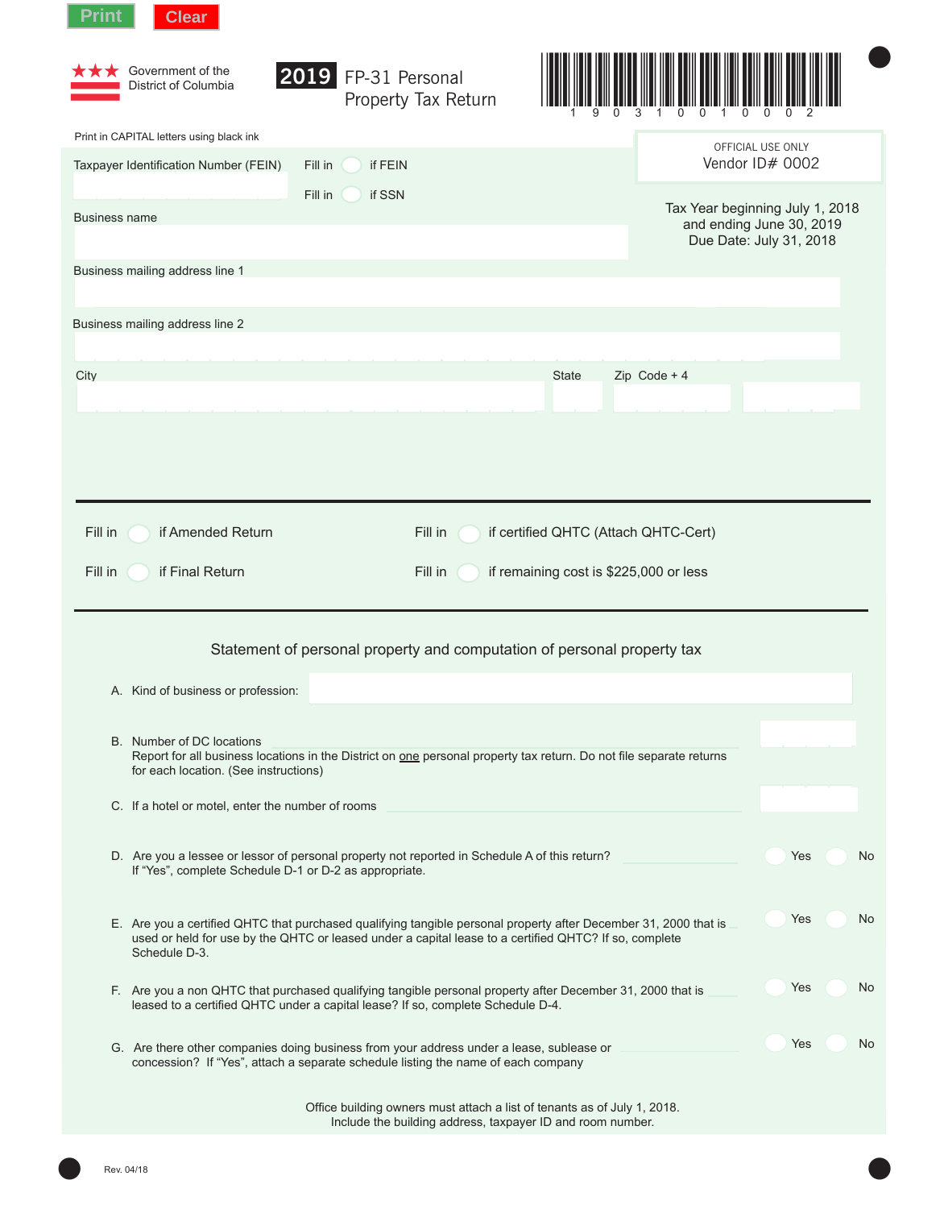Print Clear

Government of the District of Columbia

# 2019 FP-31 Personal Property Tax Return

1 9 0 3 1 0 0 1 0 0 0 2

Print in CAPITAL letters using black ink

OFFICIAL USE ONLY
Vendor ID# 0002

Taxpayer Identification Number (FEIN)

Fill in ◯ if FEIN

Fill in ◯ if SSN

Tax Year beginning July 1, 2018
and ending June 30, 2019
Due Date: July 31, 2018

Business name

Business mailing address line 1

Business mailing address line 2

City | State | Zip Code + 4

---

Fill in ◯ if Amended Return

Fill in ◯ if certified QHTC (Attach QHTC-Cert)

Fill in ◯ if Final Return

Fill in ◯ if remaining cost is $225,000 or less

---

## Statement of personal property and computation of personal property tax

A. Kind of business or profession:

B. Number of DC locations
Report for all business locations in the District on one personal property tax return. Do not file separate returns for each location. (See instructions)

C. If a hotel or motel, enter the number of rooms

D. Are you a lessee or lessor of personal property not reported in Schedule A of this return? ◯ Yes ◯ No
If "Yes", complete Schedule D-1 or D-2 as appropriate.

E. Are you a certified QHTC that purchased qualifying tangible personal property after December 31, 2000 that is used or held for use by the QHTC or leased under a capital lease to a certified QHTC? If so, complete Schedule D-3. ◯ Yes ◯ No

F. Are you a non QHTC that purchased qualifying tangible personal property after December 31, 2000 that is leased to a certified QHTC under a capital lease? If so, complete Schedule D-4. ◯ Yes ◯ No

G. Are there other companies doing business from your address under a lease, sublease or concession? If "Yes", attach a separate schedule listing the name of each company ◯ Yes ◯ No

Office building owners must attach a list of tenants as of July 1, 2018.
Include the building address, taxpayer ID and room number.

Rev. 04/18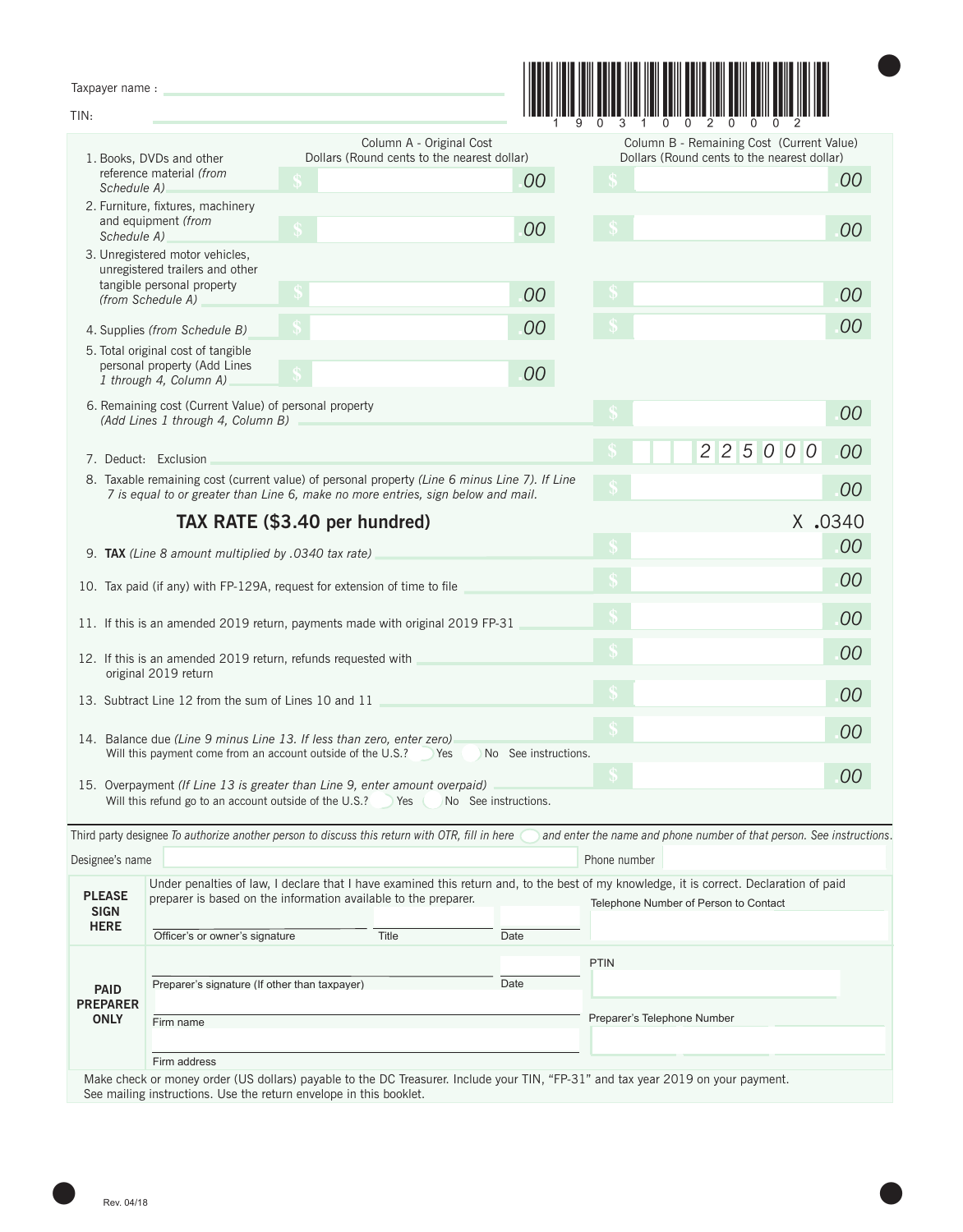Taxpayer name :

TIN:

1903100200002

| | Column A - Original Cost Dollars (Round cents to the nearest dollar) | Column B - Remaining Cost (Current Value) Dollars (Round cents to the nearest dollar) |
|---|---|---|
| 1. Books, DVDs and other reference material *(from Schedule A)* | $ .00 | $ .00 |
| 2. Furniture, fixtures, machinery and equipment *(from Schedule A)* | $ .00 | $ .00 |
| 3. Unregistered motor vehicles, unregistered trailers and other tangible personal property *(from Schedule A)* | $ .00 | $ .00 |
| 4. Supplies *(from Schedule B)* | $ .00 | $ .00 |
| 5. Total original cost of tangible personal property (Add Lines 1 through 4, Column A) | $ .00 | |

6. Remaining cost (Current Value) of personal property *(Add Lines 1 through 4, Column B)* $ .00

7. Deduct: Exclusion $ 225000 .00

8. Taxable remaining cost (current value) of personal property *(Line 6 minus Line 7). If Line 7 is equal to or greater than Line 6, make no more entries, sign below and mail.* $ .00

**TAX RATE ($3.40 per hundred)** X .0340

9. **TAX** *(Line 8 amount multiplied by .0340 tax rate)* $ .00

10. Tax paid (if any) with FP-129A, request for extension of time to file $ .00

11. If this is an amended 2019 return, payments made with original 2019 FP-31 $ .00

12. If this is an amended 2019 return, refunds requested with original 2019 return $ .00

13. Subtract Line 12 from the sum of Lines 10 and 11 $ .00

14. Balance due *(Line 9 minus Line 13. If less than zero, enter zero)* $ .00
Will this payment come from an account outside of the U.S.? ○ Yes ○ No See instructions.

15. Overpayment *(If Line 13 is greater than Line 9, enter amount overpaid)* $ .00
Will this refund go to an account outside of the U.S.? ○ Yes ○ No See instructions.

Third party designee *To authorize another person to discuss this return with OTR, fill in here* ○ *and enter the name and phone number of that person. See instructions.*

Designee's name Phone number

**PLEASE SIGN HERE**

Under penalties of law, I declare that I have examined this return and, to the best of my knowledge, it is correct. Declaration of paid preparer is based on the information available to the preparer.

Officer's or owner's signature Title Date Telephone Number of Person to Contact

**PAID PREPARER ONLY**

Preparer's signature (If other than taxpayer) Date PTIN

Firm name Preparer's Telephone Number

Firm address

Make check or money order (US dollars) payable to the DC Treasurer. Include your TIN, "FP-31" and tax year 2019 on your payment. See mailing instructions. Use the return envelope in this booklet.

Rev. 04/18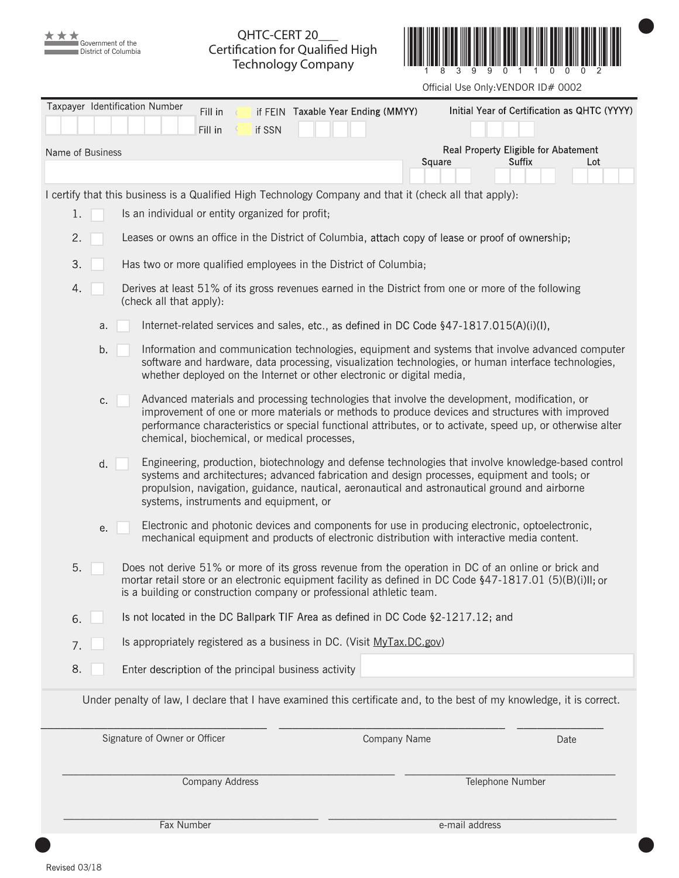Government of the District of Columbia

# QHTC-CERT 20___
## Certification for Qualified High Technology Company

1 8 3 9 9 0 1 1 0 0 0 2

Official Use Only:VENDOR ID# 0002

Taxpayer Identification Number

Fill in ☐ if FEIN

Fill in ☐ if SSN

Taxable Year Ending (MMYY)

Initial Year of Certification as QHTC (YYYY)

Name of Business

Real Property Eligible for Abatement

Square | Suffix | Lot

I certify that this business is a Qualified High Technology Company and that it (check all that apply):

1. ☐ Is an individual or entity organized for profit;
2. ☐ Leases or owns an office in the District of Columbia, attach copy of lease or proof of ownership;
3. ☐ Has two or more qualified employees in the District of Columbia;
4. ☐ Derives at least 51% of its gross revenues earned in the District from one or more of the following (check all that apply):
   - a. ☐ Internet-related services and sales, etc., as defined in DC Code §47-1817.015(A)(i)(I),
   - b. ☐ Information and communication technologies, equipment and systems that involve advanced computer software and hardware, data processing, visualization technologies, or human interface technologies, whether deployed on the Internet or other electronic or digital media,
   - c. ☐ Advanced materials and processing technologies that involve the development, modification, or improvement of one or more materials or methods to produce devices and structures with improved performance characteristics or special functional attributes, or to activate, speed up, or otherwise alter chemical, biochemical, or medical processes,
   - d. ☐ Engineering, production, biotechnology and defense technologies that involve knowledge-based control systems and architectures; advanced fabrication and design processes, equipment and tools; or propulsion, navigation, guidance, nautical, aeronautical and astronautical ground and airborne systems, instruments and equipment, or
   - e. ☐ Electronic and photonic devices and components for use in producing electronic, optoelectronic, mechanical equipment and products of electronic distribution with interactive media content.
5. ☐ Does not derive 51% or more of its gross revenue from the operation in DC of an online or brick and mortar retail store or an electronic equipment facility as defined in DC Code §47-1817.01 (5)(B)(i)II; or is a building or construction company or professional athletic team.
6. ☐ Is not located in the DC Ballpark TIF Area as defined in DC Code §2-1217.12; and
7. ☐ Is appropriately registered as a business in DC. (Visit MyTax.DC.gov)
8. ☐ Enter description of the principal business activity ____________

Under penalty of law, I declare that I have examined this certificate and, to the best of my knowledge, it is correct.

| ____________________ | ____________________ | __________ |
|---|---|---|
| Signature of Owner or Officer | Company Name | Date |

| ____________________ | ____________________ |
|---|---|
| Company Address | Telephone Number |
| Fax Number | e-mail address |

Revised 03/18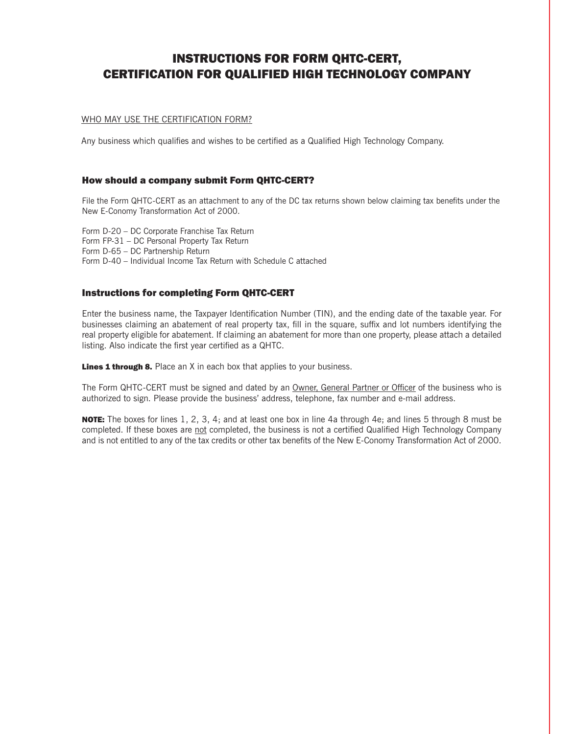# INSTRUCTIONS FOR FORM QHTC-CERT, CERTIFICATION FOR QUALIFIED HIGH TECHNOLOGY COMPANY

WHO MAY USE THE CERTIFICATION FORM?

Any business which qualifies and wishes to be certified as a Qualified High Technology Company.

### How should a company submit Form QHTC-CERT?

File the Form QHTC-CERT as an attachment to any of the DC tax returns shown below claiming tax benefits under the New E-Conomy Transformation Act of 2000.

Form D-20 – DC Corporate Franchise Tax Return
Form FP-31 – DC Personal Property Tax Return
Form D-65 – DC Partnership Return
Form D-40 – Individual Income Tax Return with Schedule C attached

### Instructions for completing Form QHTC-CERT

Enter the business name, the Taxpayer Identification Number (TIN), and the ending date of the taxable year. For businesses claiming an abatement of real property tax, fill in the square, suffix and lot numbers identifying the real property eligible for abatement. If claiming an abatement for more than one property, please attach a detailed listing. Also indicate the first year certified as a QHTC.

**Lines 1 through 8.** Place an X in each box that applies to your business.

The Form QHTC-CERT must be signed and dated by an Owner, General Partner or Officer of the business who is authorized to sign. Please provide the business' address, telephone, fax number and e-mail address.

**NOTE:** The boxes for lines 1, 2, 3, 4; and at least one box in line 4a through 4e; and lines 5 through 8 must be completed. If these boxes are not completed, the business is not a certified Qualified High Technology Company and is not entitled to any of the tax credits or other tax benefits of the New E-Conomy Transformation Act of 2000.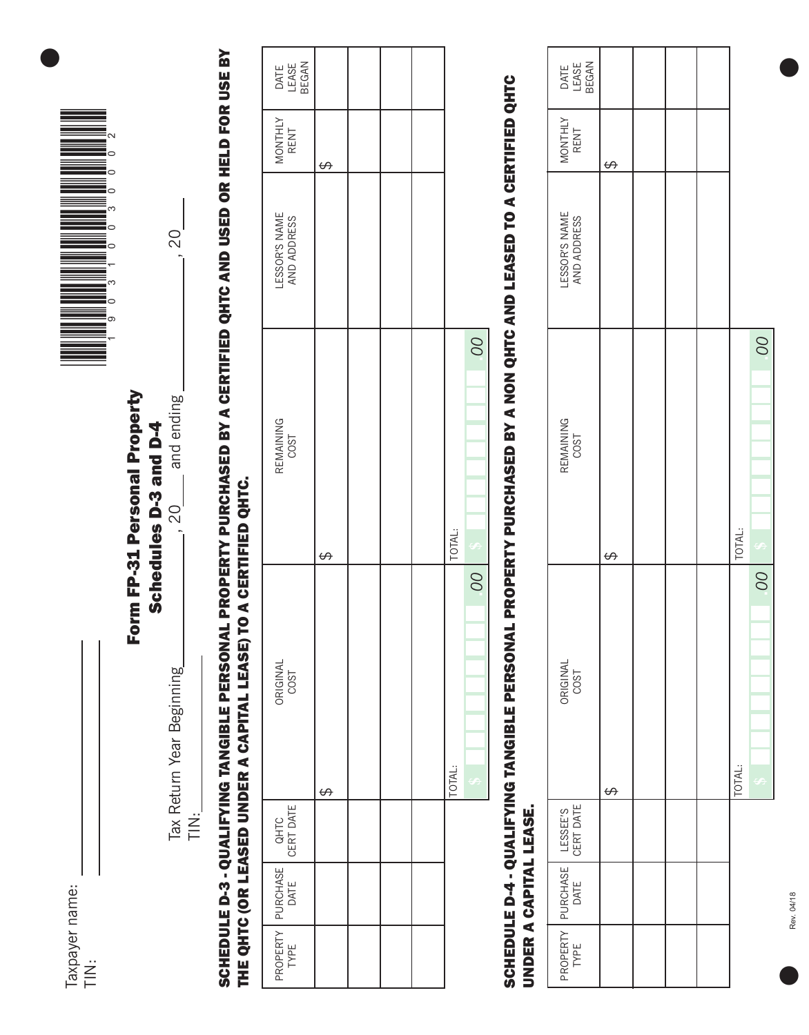Taxpayer name: \_\_\_\_\_\_\_\_\_\_\_\_\_\_\_\_\_\_\_\_

TIN: \_\_\_\_\_\_\_\_\_\_\_\_\_\_\_\_\_\_\_\_

1 9 0 3 1 0 0 3 0 0 0 2

# Form FP-31 Personal Property
## Schedules D-3 and D-4

Tax Return Year Beginning \_\_\_\_\_\_\_\_\_\_, 20\_\_\_ and ending \_\_\_\_\_\_\_\_\_\_, 20\_\_\_

TIN: \_\_\_\_\_\_\_\_\_\_

### SCHEDULE D-3 - QUALIFYING TANGIBLE PERSONAL PROPERTY PURCHASED BY A CERTIFIED QHTC AND USED OR HELD FOR USE BY THE QHTC (OR LEASED UNDER A CAPITAL LEASE) TO A CERTIFIED QHTC.

| PROPERTY TYPE | PURCHASE DATE | QHTC CERT DATE | ORIGINAL COST | REMAINING COST | LESSOR'S NAME AND ADDRESS | MONTHLY RENT | DATE LEASE BEGAN |
|---|---|---|---|---|---|---|---|
| | | | $ | $ | | $ | |
| | | | | | | | |
| | | | | | | | |
| | | | | | | | |
| | | | TOTAL: $ .00 | TOTAL: $ .00 | | | |

### SCHEDULE D-4 - QUALIFYING TANGIBLE PERSONAL PROPERTY PURCHASED BY A NON QHTC AND LEASED TO A CERTIFIED QHTC UNDER A CAPITAL LEASE.

| PROPERTY TYPE | PURCHASE DATE | LESSEE'S CERT DATE | ORIGINAL COST | REMAINING COST | LESSOR'S NAME AND ADDRESS | MONTHLY RENT | DATE LEASE BEGAN |
|---|---|---|---|---|---|---|---|
| | | | $ | $ | | $ | |
| | | | | | | | |
| | | | | | | | |
| | | | | | | | |
| | | | TOTAL: $ .00 | TOTAL: $ .00 | | | |

Rev. 04/18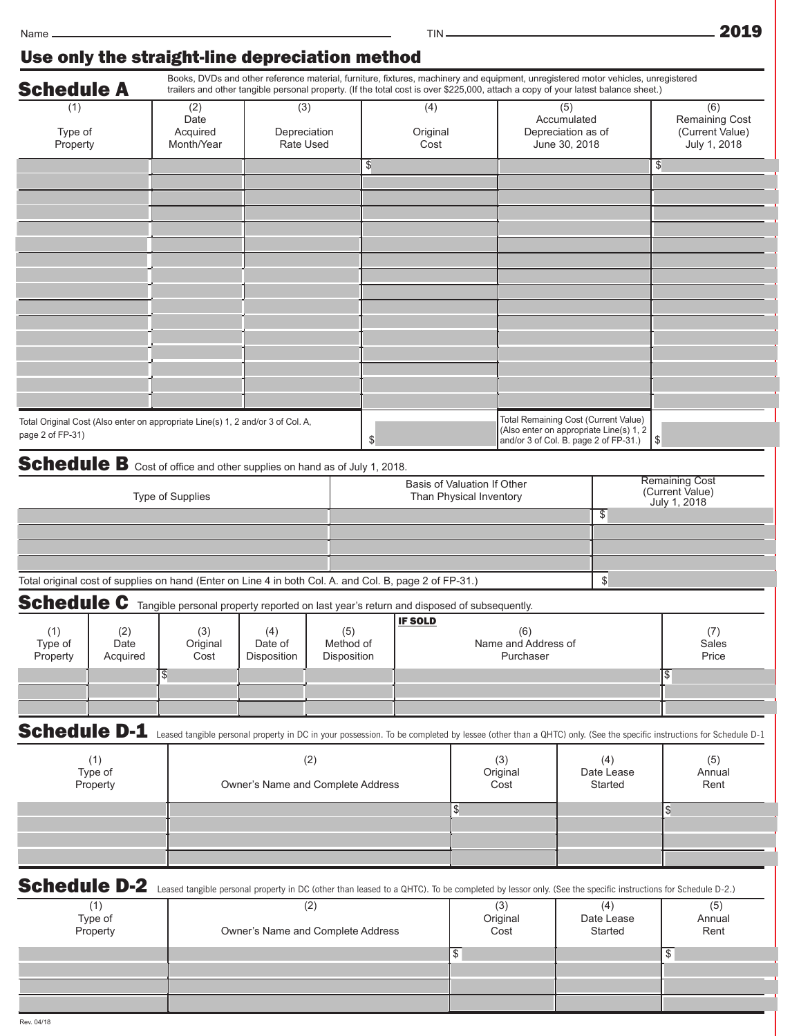Name ______________________ TIN ______________________ 2019

# Use only the straight-line depreciation method

## Schedule A

Books, DVDs and other reference material, furniture, fixtures, machinery and equipment, unregistered motor vehicles, unregistered trailers and other tangible personal property. (If the total cost is over $225,000, attach a copy of your latest balance sheet.)

| (1) Type of Property | (2) Date Acquired Month/Year | (3) Depreciation Rate Used | (4) Original Cost | (5) Accumulated Depreciation as of June 30, 2018 | (6) Remaining Cost (Current Value) July 1, 2018 |
|---|---|---|---|---|---|
| | | | $ | | $ |
| | | | | | |
| | | | | | |
| | | | | | |
| | | | | | |
| | | | | | |
| | | | | | |
| | | | | | |
| | | | | | |
| | | | | | |
| | | | | | |
| | | | | | |
| | | | | | |
| | | | | | |
| | | | | | |
| Total Original Cost (Also enter on appropriate Line(s) 1, 2 and/or 3 of Col. A, page 2 of FP-31) | | | $ | Total Remaining Cost (Current Value) (Also enter on appropriate Line(s) 1, 2 and/or 3 of Col. B. page 2 of FP-31.) | $ |

## Schedule B

Cost of office and other supplies on hand as of July 1, 2018.

| Type of Supplies | Basis of Valuation If Other Than Physical Inventory | Remaining Cost (Current Value) July 1, 2018 |
|---|---|---|
| | | $ |
| | | |
| | | |
| | | |
| Total original cost of supplies on hand (Enter on Line 4 in both Col. A. and Col. B, page 2 of FP-31.) | | $ |

## Schedule C

Tangible personal property reported on last year's return and disposed of subsequently.

| (1) Type of Property | (2) Date Acquired | (3) Original Cost | (4) Date of Disposition | (5) Method of Disposition | **IF SOLD** (6) Name and Address of Purchaser | (7) Sales Price |
|---|---|---|---|---|---|---|
| | | $ | | | | $ |
| | | | | | | |
| | | | | | | |

## Schedule D-1

Leased tangible personal property in DC in your possession. To be completed by lessee (other than a QHTC) only. (See the specific instructions for Schedule D-1

| (1) Type of Property | (2) Owner's Name and Complete Address | (3) Original Cost | (4) Date Lease Started | (5) Annual Rent |
|---|---|---|---|---|
| | | $ | | $ |
| | | | | |
| | | | | |
| | | | | |

## Schedule D-2

Leased tangible personal property in DC (other than leased to a QHTC). To be completed by lessor only. (See the specific instructions for Schedule D-2.)

| (1) Type of Property | (2) Owner's Name and Complete Address | (3) Original Cost | (4) Date Lease Started | (5) Annual Rent |
|---|---|---|---|---|
| | | $ | | $ |
| | | | | |
| | | | | |
| | | | | |

Rev. 04/18